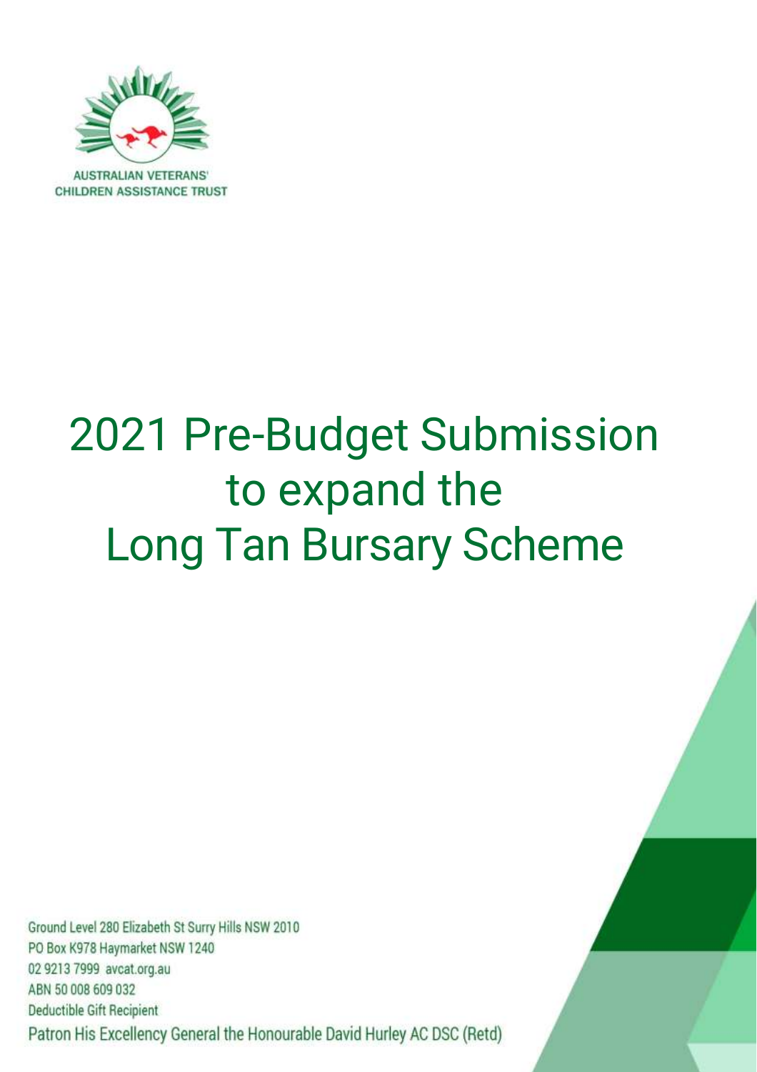AUSTRALIAN VETERANS' CHILDREN ASSISTANCE TRUST

# 2021 Pre-Budget Submission to expand the Long Tan Bursary Scheme

Ground Level 280 Elizabeth St Surry Hills NSW 2010
PO Box K978 Haymarket NSW 1240
02 9213 7999 avcat.org.au
ABN 50 008 609 032
Deductible Gift Recipient
Patron His Excellency General the Honourable David Hurley AC DSC (Retd)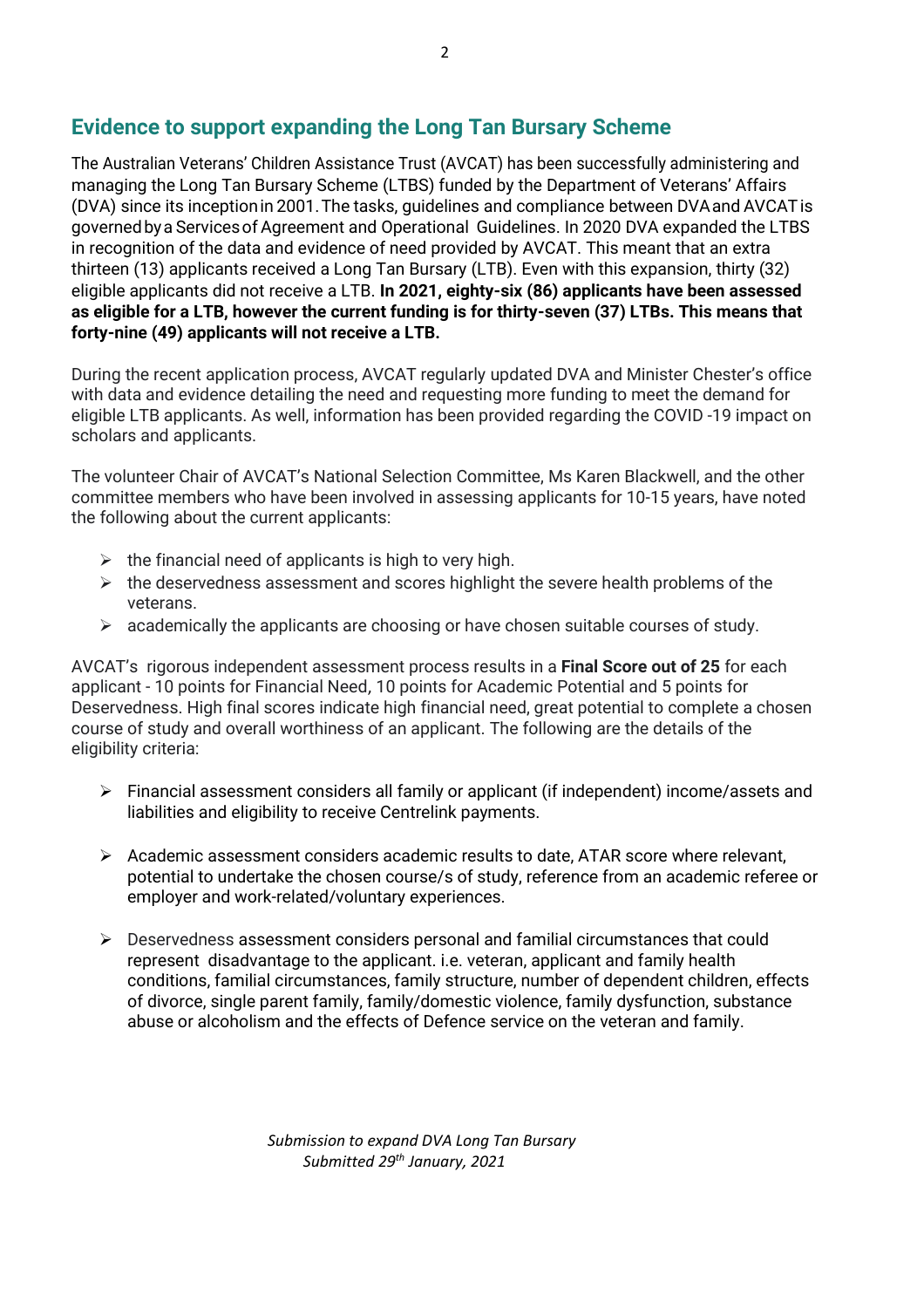## Evidence to support expanding the Long Tan Bursary Scheme

The Australian Veterans' Children Assistance Trust (AVCAT) has been successfully administering and managing the Long Tan Bursary Scheme (LTBS) funded by the Department of Veterans' Affairs (DVA) since its inception in 2001. The tasks, guidelines and compliance between DVA and AVCAT is governed by a Services of Agreement and Operational Guidelines. In 2020 DVA expanded the LTBS in recognition of the data and evidence of need provided by AVCAT. This meant that an extra thirteen (13) applicants received a Long Tan Bursary (LTB). Even with this expansion, thirty (32) eligible applicants did not receive a LTB. **In 2021, eighty-six (86) applicants have been assessed as eligible for a LTB, however the current funding is for thirty-seven (37) LTBs. This means that forty-nine (49) applicants will not receive a LTB.**

During the recent application process, AVCAT regularly updated DVA and Minister Chester's office with data and evidence detailing the need and requesting more funding to meet the demand for eligible LTB applicants. As well, information has been provided regarding the COVID -19 impact on scholars and applicants.

The volunteer Chair of AVCAT's National Selection Committee, Ms Karen Blackwell, and the other committee members who have been involved in assessing applicants for 10-15 years, have noted the following about the current applicants:

- the financial need of applicants is high to very high.
- the deservedness assessment and scores highlight the severe health problems of the veterans.
- academically the applicants are choosing or have chosen suitable courses of study.

AVCAT's rigorous independent assessment process results in a **Final Score out of 25** for each applicant - 10 points for Financial Need, 10 points for Academic Potential and 5 points for Deservedness. High final scores indicate high financial need, great potential to complete a chosen course of study and overall worthiness of an applicant. The following are the details of the eligibility criteria:

- Financial assessment considers all family or applicant (if independent) income/assets and liabilities and eligibility to receive Centrelink payments.

- Academic assessment considers academic results to date, ATAR score where relevant, potential to undertake the chosen course/s of study, reference from an academic referee or employer and work-related/voluntary experiences.

- Deservedness assessment considers personal and familial circumstances that could represent disadvantage to the applicant. i.e. veteran, applicant and family health conditions, familial circumstances, family structure, number of dependent children, effects of divorce, single parent family, family/domestic violence, family dysfunction, substance abuse or alcoholism and the effects of Defence service on the veteran and family.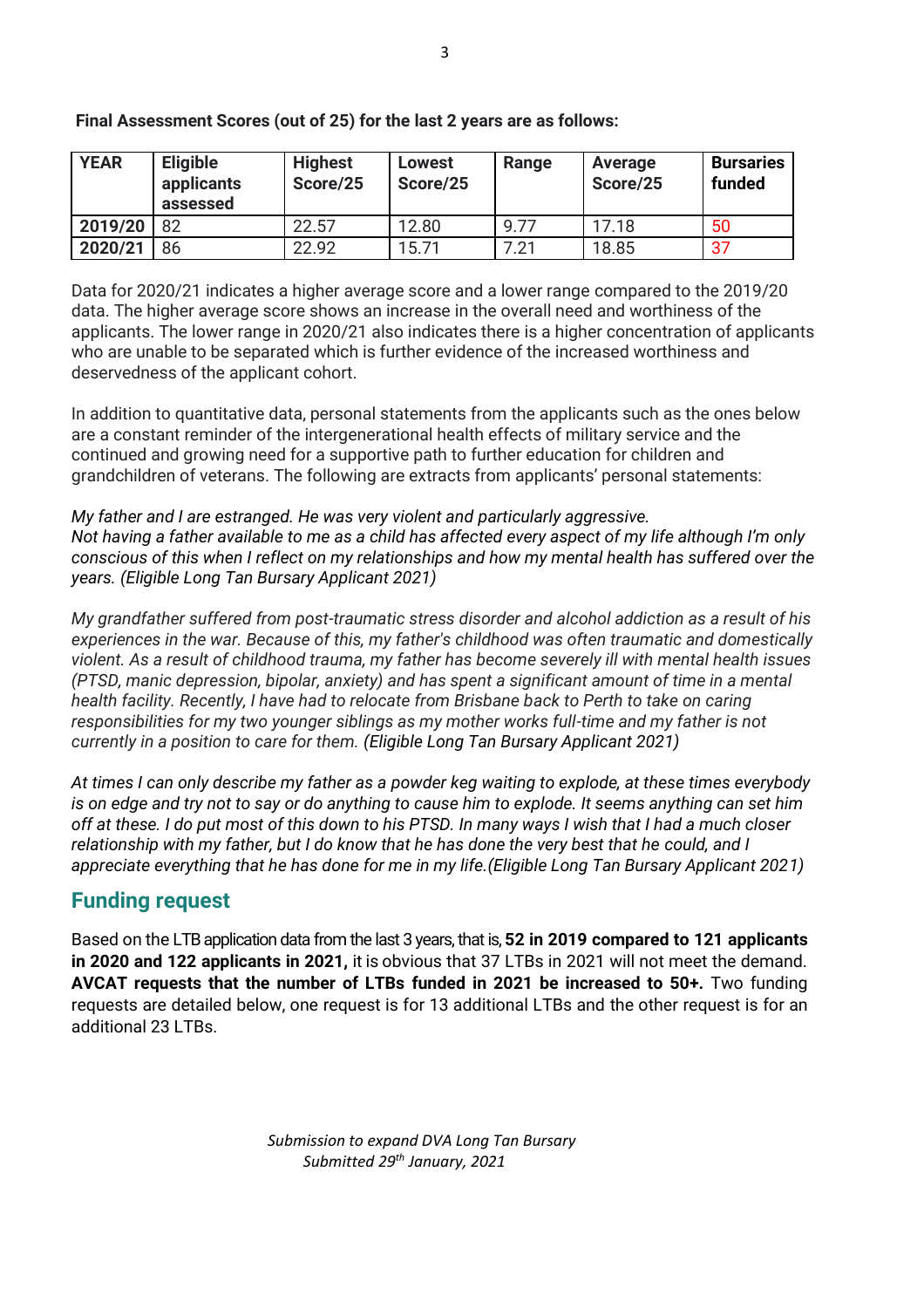**Final Assessment Scores (out of 25) for the last 2 years are as follows:**

| YEAR | Eligible applicants assessed | Highest Score/25 | Lowest Score/25 | Range | Average Score/25 | Bursaries funded |
|---|---|---|---|---|---|---|
| **2019/20** | 82 | 22.57 | 12.80 | 9.77 | 17.18 | 50 |
| **2020/21** | 86 | 22.92 | 15.71 | 7.21 | 18.85 | 37 |

Data for 2020/21 indicates a higher average score and a lower range compared to the 2019/20 data. The higher average score shows an increase in the overall need and worthiness of the applicants. The lower range in 2020/21 also indicates there is a higher concentration of applicants who are unable to be separated which is further evidence of the increased worthiness and deservedness of the applicant cohort.

In addition to quantitative data, personal statements from the applicants such as the ones below are a constant reminder of the intergenerational health effects of military service and the continued and growing need for a supportive path to further education for children and grandchildren of veterans. The following are extracts from applicants' personal statements:

*My father and I are estranged. He was very violent and particularly aggressive. Not having a father available to me as a child has affected every aspect of my life although I'm only conscious of this when I reflect on my relationships and how my mental health has suffered over the years. (Eligible Long Tan Bursary Applicant 2021)*

*My grandfather suffered from post-traumatic stress disorder and alcohol addiction as a result of his experiences in the war. Because of this, my father's childhood was often traumatic and domestically violent. As a result of childhood trauma, my father has become severely ill with mental health issues (PTSD, manic depression, bipolar, anxiety) and has spent a significant amount of time in a mental health facility. Recently, I have had to relocate from Brisbane back to Perth to take on caring responsibilities for my two younger siblings as my mother works full-time and my father is not currently in a position to care for them. (Eligible Long Tan Bursary Applicant 2021)*

*At times I can only describe my father as a powder keg waiting to explode, at these times everybody is on edge and try not to say or do anything to cause him to explode. It seems anything can set him off at these. I do put most of this down to his PTSD. In many ways I wish that I had a much closer relationship with my father, but I do know that he has done the very best that he could, and I appreciate everything that he has done for me in my life.(Eligible Long Tan Bursary Applicant 2021)*

## Funding request

Based on the LTB application data from the last 3 years, that is, **52 in 2019 compared to 121 applicants in 2020 and 122 applicants in 2021,** it is obvious that 37 LTBs in 2021 will not meet the demand. **AVCAT requests that the number of LTBs funded in 2021 be increased to 50+.** Two funding requests are detailed below, one request is for 13 additional LTBs and the other request is for an additional 23 LTBs.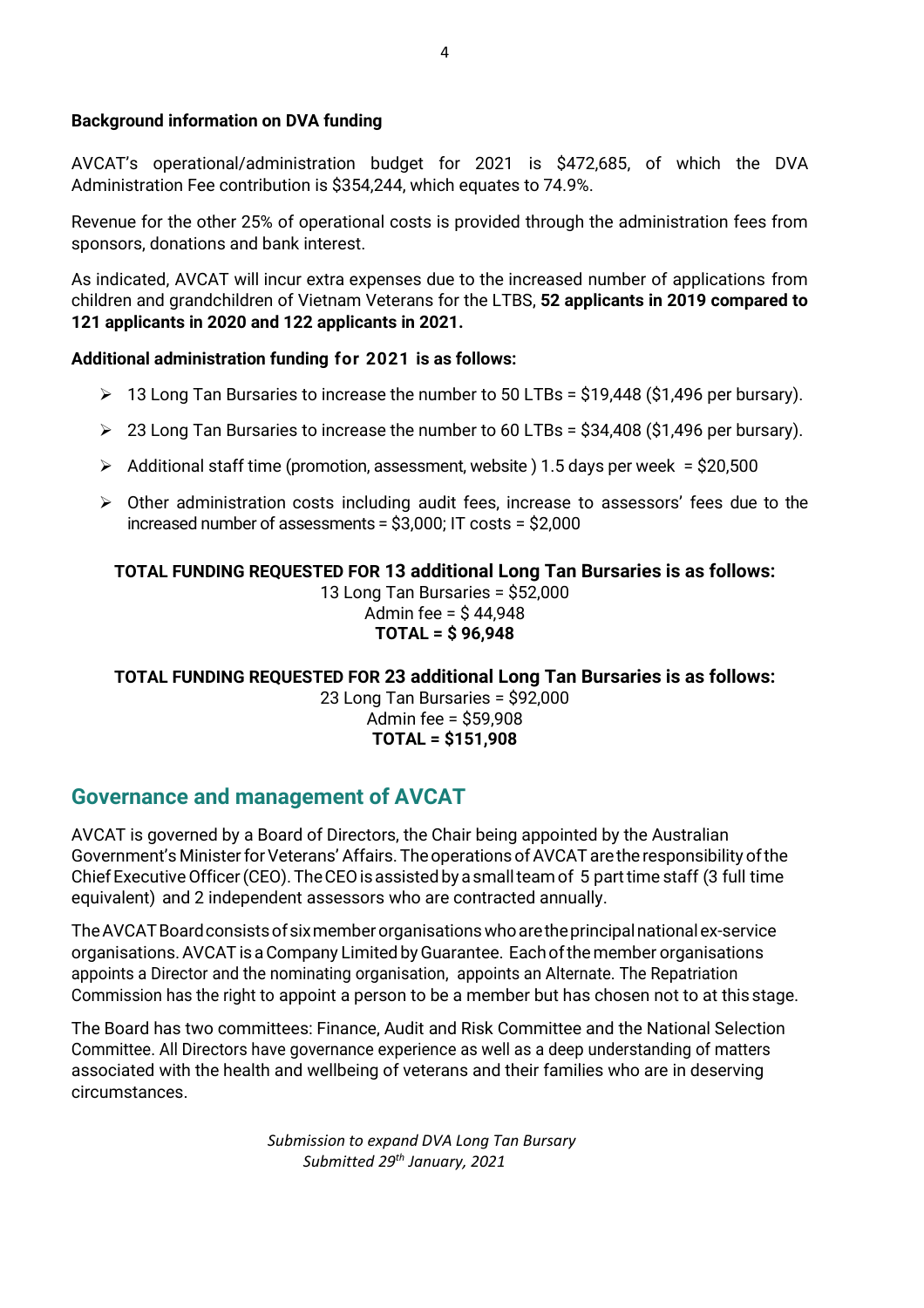**Background information on DVA funding**

AVCAT's operational/administration budget for 2021 is $472,685, of which the DVA Administration Fee contribution is $354,244, which equates to 74.9%.

Revenue for the other 25% of operational costs is provided through the administration fees from sponsors, donations and bank interest.

As indicated, AVCAT will incur extra expenses due to the increased number of applications from children and grandchildren of Vietnam Veterans for the LTBS, **52 applicants in 2019 compared to 121 applicants in 2020 and 122 applicants in 2021.**

**Additional administration funding for 2021 is as follows:**

- 13 Long Tan Bursaries to increase the number to 50 LTBs = $19,448 ($1,496 per bursary).
- 23 Long Tan Bursaries to increase the number to 60 LTBs = $34,408 ($1,496 per bursary).
- Additional staff time (promotion, assessment, website ) 1.5 days per week = $20,500
- Other administration costs including audit fees, increase to assessors' fees due to the increased number of assessments = $3,000; IT costs = $2,000

**TOTAL FUNDING REQUESTED FOR 13 additional Long Tan Bursaries is as follows:**
13 Long Tan Bursaries = $52,000
Admin fee = $ 44,948
**TOTAL = $ 96,948**

**TOTAL FUNDING REQUESTED FOR 23 additional Long Tan Bursaries is as follows:**
23 Long Tan Bursaries = $92,000
Admin fee = $59,908
**TOTAL = $151,908**

## Governance and management of AVCAT

AVCAT is governed by a Board of Directors, the Chair being appointed by the Australian Government's Minister for Veterans' Affairs. The operations of AVCAT are the responsibility of the Chief Executive Officer (CEO). The CEO is assisted by a small team of 5 part time staff (3 full time equivalent) and 2 independent assessors who are contracted annually.

The AVCAT Board consists of six member organisations who are the principal national ex-service organisations. AVCAT is a Company Limited by Guarantee. Each of the member organisations appoints a Director and the nominating organisation, appoints an Alternate. The Repatriation Commission has the right to appoint a person to be a member but has chosen not to at this stage.

The Board has two committees: Finance, Audit and Risk Committee and the National Selection Committee. All Directors have governance experience as well as a deep understanding of matters associated with the health and wellbeing of veterans and their families who are in deserving circumstances.

*Submission to expand DVA Long Tan Bursary*
*Submitted 29th January, 2021*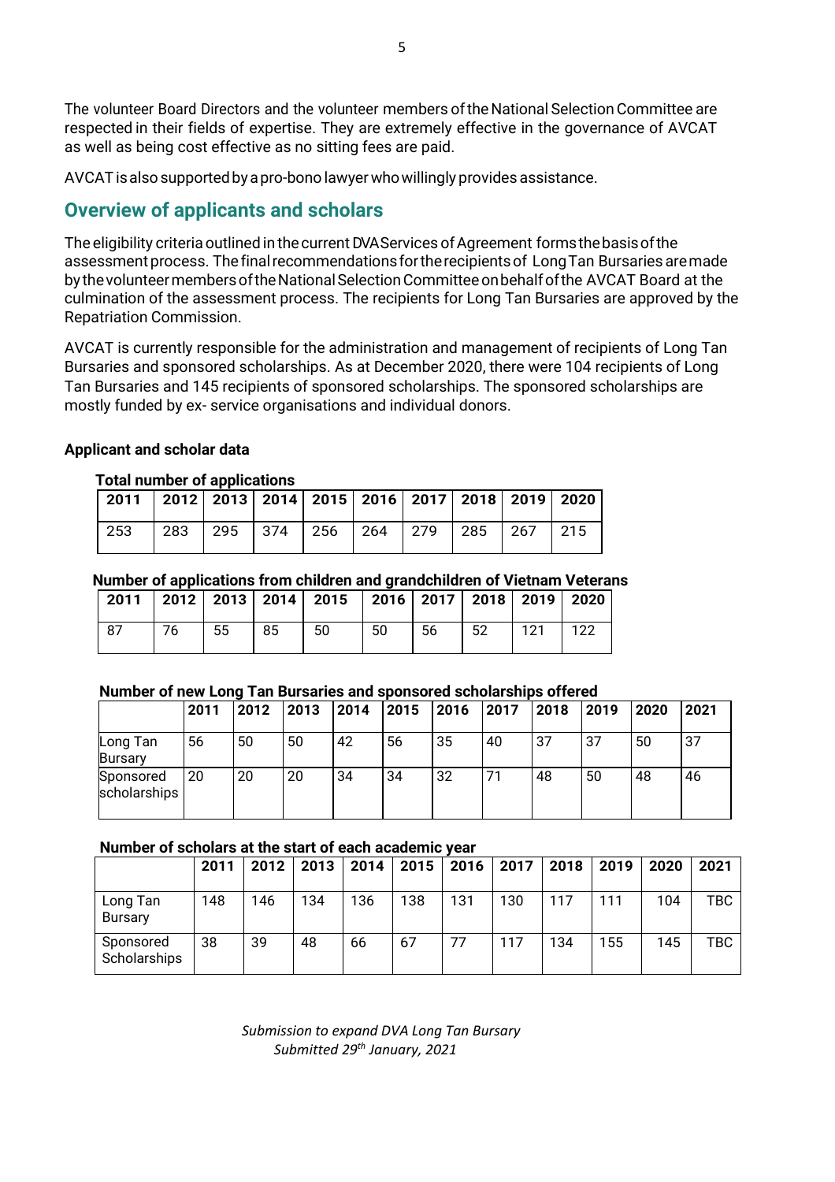The volunteer Board Directors and the volunteer members of the National Selection Committee are respected in their fields of expertise. They are extremely effective in the governance of AVCAT as well as being cost effective as no sitting fees are paid.

AVCAT is also supported by a pro-bono lawyer who willingly provides assistance.

## Overview of applicants and scholars

The eligibility criteria outlined in the current DVA Services of Agreement forms the basis of the assessment process. The final recommendations for the recipients of Long Tan Bursaries are made by the volunteer members of the National Selection Committee on behalf of the AVCAT Board at the culmination of the assessment process. The recipients for Long Tan Bursaries are approved by the Repatriation Commission.

AVCAT is currently responsible for the administration and management of recipients of Long Tan Bursaries and sponsored scholarships. As at December 2020, there were 104 recipients of Long Tan Bursaries and 145 recipients of sponsored scholarships. The sponsored scholarships are mostly funded by ex- service organisations and individual donors.

### Applicant and scholar data

**Total number of applications**

| 2011 | 2012 | 2013 | 2014 | 2015 | 2016 | 2017 | 2018 | 2019 | 2020 |
|---|---|---|---|---|---|---|---|---|---|
| 253 | 283 | 295 | 374 | 256 | 264 | 279 | 285 | 267 | 215 |

**Number of applications from children and grandchildren of Vietnam Veterans**

| 2011 | 2012 | 2013 | 2014 | 2015 | 2016 | 2017 | 2018 | 2019 | 2020 |
|---|---|---|---|---|---|---|---|---|---|
| 87 | 76 | 55 | 85 | 50 | 50 | 56 | 52 | 121 | 122 |

**Number of new Long Tan Bursaries and sponsored scholarships offered**

| | 2011 | 2012 | 2013 | 2014 | 2015 | 2016 | 2017 | 2018 | 2019 | 2020 | 2021 |
|---|---|---|---|---|---|---|---|---|---|---|---|
| Long Tan Bursary | 56 | 50 | 50 | 42 | 56 | 35 | 40 | 37 | 37 | 50 | 37 |
| Sponsored scholarships | 20 | 20 | 20 | 34 | 34 | 32 | 71 | 48 | 50 | 48 | 46 |

**Number of scholars at the start of each academic year**

| | 2011 | 2012 | 2013 | 2014 | 2015 | 2016 | 2017 | 2018 | 2019 | 2020 | 2021 |
|---|---|---|---|---|---|---|---|---|---|---|---|
| Long Tan Bursary | 148 | 146 | 134 | 136 | 138 | 131 | 130 | 117 | 111 | 104 | TBC |
| Sponsored Scholarships | 38 | 39 | 48 | 66 | 67 | 77 | 117 | 134 | 155 | 145 | TBC |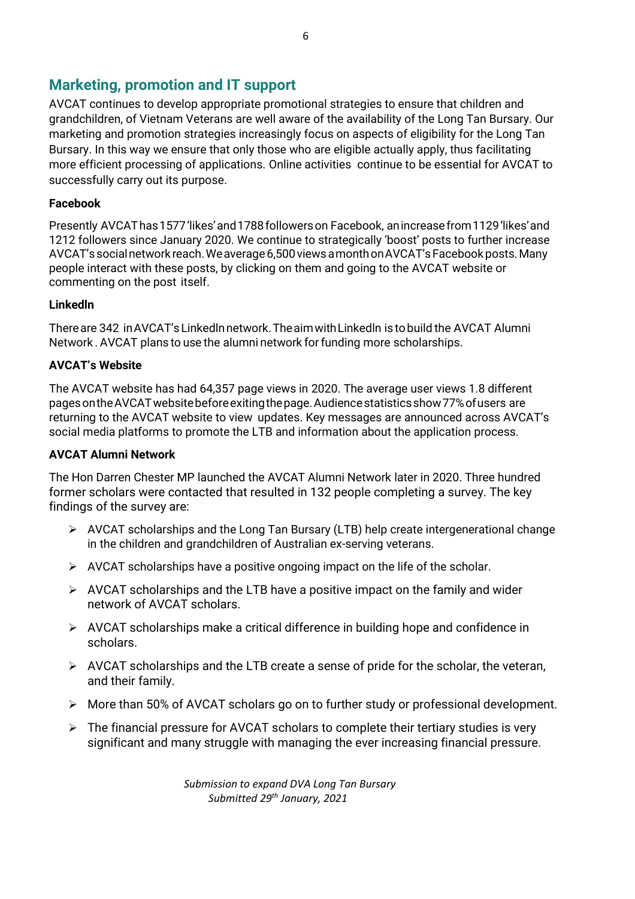## Marketing, promotion and IT support

AVCAT continues to develop appropriate promotional strategies to ensure that children and grandchildren, of Vietnam Veterans are well aware of the availability of the Long Tan Bursary. Our marketing and promotion strategies increasingly focus on aspects of eligibility for the Long Tan Bursary. In this way we ensure that only those who are eligible actually apply, thus facilitating more efficient processing of applications. Online activities continue to be essential for AVCAT to successfully carry out its purpose.

**Facebook**

Presently AVCAT has 1577 'likes' and 1788 followers on Facebook, an increase from 1129 'likes' and 1212 followers since January 2020. We continue to strategically 'boost' posts to further increase AVCAT's social network reach. We average 6,500 views a month on AVCAT's Facebook posts. Many people interact with these posts, by clicking on them and going to the AVCAT website or commenting on the post itself.

**Linkedln**

There are 342 in AVCAT's Linkedln network. The aim with Linkedln is to build the AVCAT Alumni Network . AVCAT plans to use the alumni network for funding more scholarships.

**AVCAT's Website**

The AVCAT website has had 64,357 page views in 2020. The average user views 1.8 different pages on the AVCAT website before exiting the page. Audience statistics show 77% of users are returning to the AVCAT website to view updates. Key messages are announced across AVCAT's social media platforms to promote the LTB and information about the application process.

**AVCAT Alumni Network**

The Hon Darren Chester MP launched the AVCAT Alumni Network later in 2020. Three hundred former scholars were contacted that resulted in 132 people completing a survey. The key findings of the survey are:

- AVCAT scholarships and the Long Tan Bursary (LTB) help create intergenerational change in the children and grandchildren of Australian ex-serving veterans.
- AVCAT scholarships have a positive ongoing impact on the life of the scholar.
- AVCAT scholarships and the LTB have a positive impact on the family and wider network of AVCAT scholars.
- AVCAT scholarships make a critical difference in building hope and confidence in scholars.
- AVCAT scholarships and the LTB create a sense of pride for the scholar, the veteran, and their family.
- More than 50% of AVCAT scholars go on to further study or professional development.
- The financial pressure for AVCAT scholars to complete their tertiary studies is very significant and many struggle with managing the ever increasing financial pressure.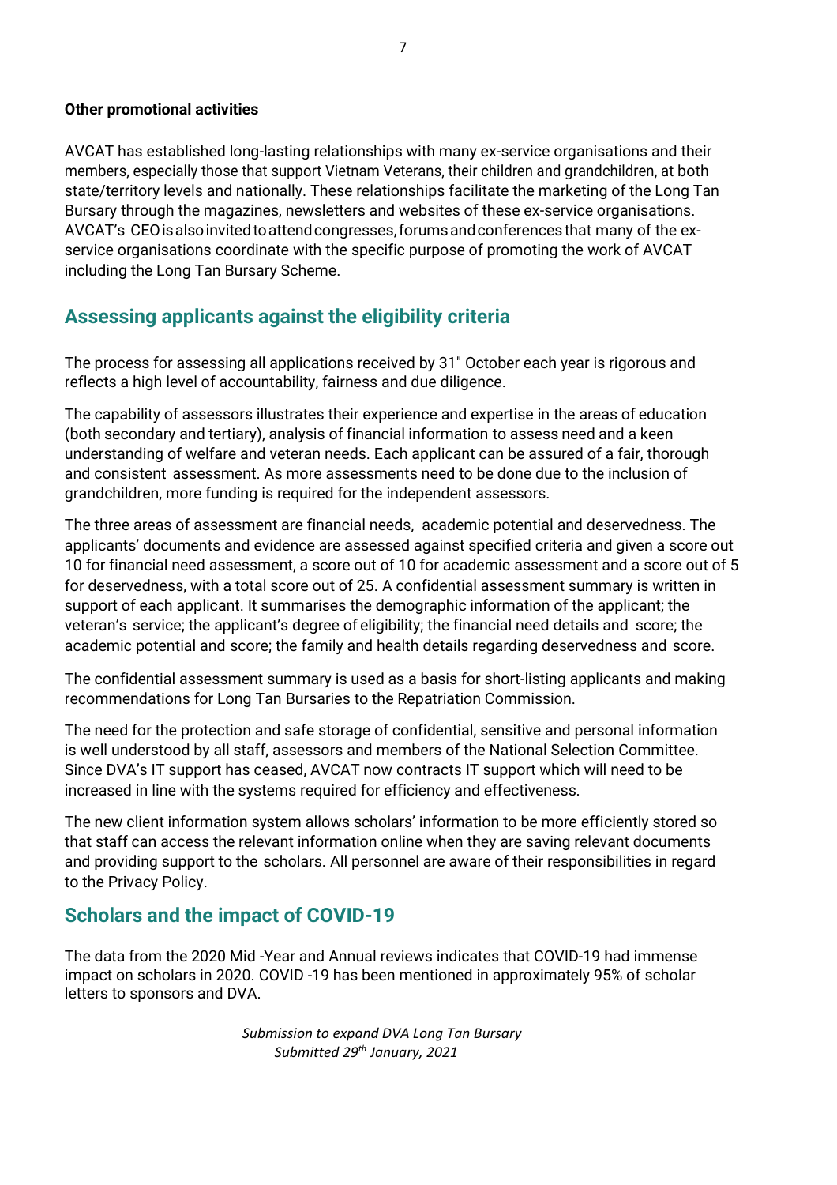**Other promotional activities**

AVCAT has established long-lasting relationships with many ex-service organisations and their members, especially those that support Vietnam Veterans, their children and grandchildren, at both state/territory levels and nationally. These relationships facilitate the marketing of the Long Tan Bursary through the magazines, newsletters and websites of these ex-service organisations. AVCAT's CEO is also invited to attend congresses, forums and conferences that many of the ex-service organisations coordinate with the specific purpose of promoting the work of AVCAT including the Long Tan Bursary Scheme.

## Assessing applicants against the eligibility criteria

The process for assessing all applications received by 31" October each year is rigorous and reflects a high level of accountability, fairness and due diligence.

The capability of assessors illustrates their experience and expertise in the areas of education (both secondary and tertiary), analysis of financial information to assess need and a keen understanding of welfare and veteran needs. Each applicant can be assured of a fair, thorough and consistent assessment. As more assessments need to be done due to the inclusion of grandchildren, more funding is required for the independent assessors.

The three areas of assessment are financial needs, academic potential and deservedness. The applicants' documents and evidence are assessed against specified criteria and given a score out 10 for financial need assessment, a score out of 10 for academic assessment and a score out of 5 for deservedness, with a total score out of 25. A confidential assessment summary is written in support of each applicant. It summarises the demographic information of the applicant; the veteran's service; the applicant's degree of eligibility; the financial need details and score; the academic potential and score; the family and health details regarding deservedness and score.

The confidential assessment summary is used as a basis for short-listing applicants and making recommendations for Long Tan Bursaries to the Repatriation Commission.

The need for the protection and safe storage of confidential, sensitive and personal information is well understood by all staff, assessors and members of the National Selection Committee. Since DVA's IT support has ceased, AVCAT now contracts IT support which will need to be increased in line with the systems required for efficiency and effectiveness.

The new client information system allows scholars' information to be more efficiently stored so that staff can access the relevant information online when they are saving relevant documents and providing support to the scholars. All personnel are aware of their responsibilities in regard to the Privacy Policy.

## Scholars and the impact of COVID-19

The data from the 2020 Mid -Year and Annual reviews indicates that COVID-19 had immense impact on scholars in 2020. COVID -19 has been mentioned in approximately 95% of scholar letters to sponsors and DVA.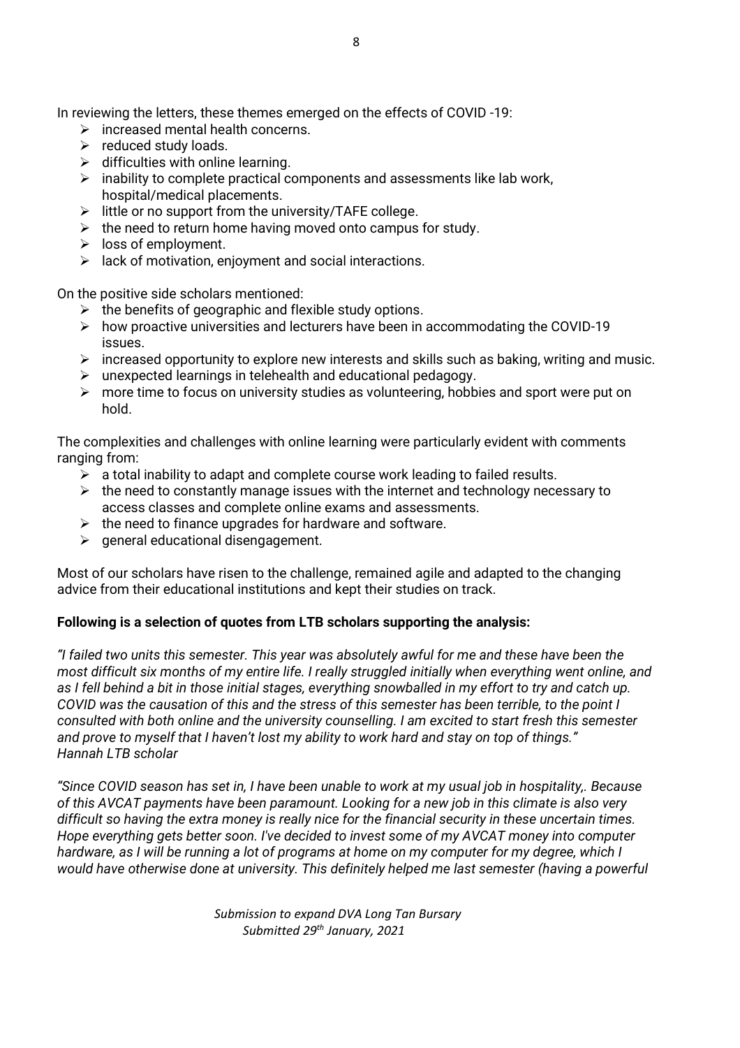In reviewing the letters, these themes emerged on the effects of COVID -19:

- increased mental health concerns.
- reduced study loads.
- difficulties with online learning.
- inability to complete practical components and assessments like lab work, hospital/medical placements.
- little or no support from the university/TAFE college.
- the need to return home having moved onto campus for study.
- loss of employment.
- lack of motivation, enjoyment and social interactions.

On the positive side scholars mentioned:

- the benefits of geographic and flexible study options.
- how proactive universities and lecturers have been in accommodating the COVID-19 issues.
- increased opportunity to explore new interests and skills such as baking, writing and music.
- unexpected learnings in telehealth and educational pedagogy.
- more time to focus on university studies as volunteering, hobbies and sport were put on hold.

The complexities and challenges with online learning were particularly evident with comments ranging from:

- a total inability to adapt and complete course work leading to failed results.
- the need to constantly manage issues with the internet and technology necessary to access classes and complete online exams and assessments.
- the need to finance upgrades for hardware and software.
- general educational disengagement.

Most of our scholars have risen to the challenge, remained agile and adapted to the changing advice from their educational institutions and kept their studies on track.

**Following is a selection of quotes from LTB scholars supporting the analysis:**

*"I failed two units this semester. This year was absolutely awful for me and these have been the most difficult six months of my entire life. I really struggled initially when everything went online, and as I fell behind a bit in those initial stages, everything snowballed in my effort to try and catch up. COVID was the causation of this and the stress of this semester has been terrible, to the point I consulted with both online and the university counselling. I am excited to start fresh this semester and prove to myself that I haven't lost my ability to work hard and stay on top of things."*
*Hannah LTB scholar*

*"Since COVID season has set in, I have been unable to work at my usual job in hospitality,. Because of this AVCAT payments have been paramount. Looking for a new job in this climate is also very difficult so having the extra money is really nice for the financial security in these uncertain times. Hope everything gets better soon. I've decided to invest some of my AVCAT money into computer hardware, as I will be running a lot of programs at home on my computer for my degree, which I would have otherwise done at university. This definitely helped me last semester (having a powerful*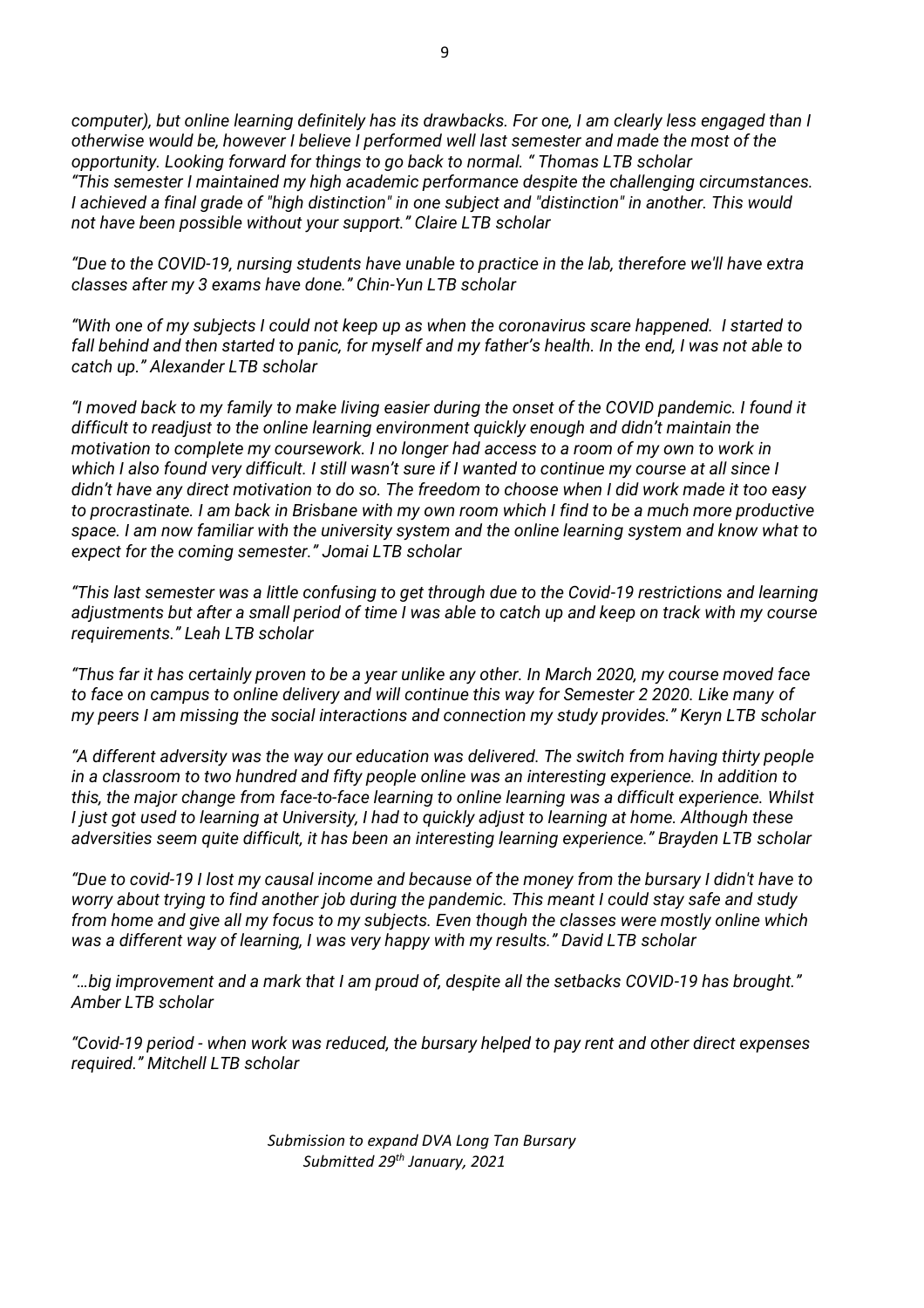*computer), but online learning definitely has its drawbacks. For one, I am clearly less engaged than I otherwise would be, however I believe I performed well last semester and made the most of the opportunity. Looking forward for things to go back to normal. " Thomas LTB scholar*
*"This semester I maintained my high academic performance despite the challenging circumstances. I achieved a final grade of "high distinction" in one subject and "distinction" in another. This would not have been possible without your support." Claire LTB scholar*

*"Due to the COVID-19, nursing students have unable to practice in the lab, therefore we'll have extra classes after my 3 exams have done." Chin-Yun LTB scholar*

*"With one of my subjects I could not keep up as when the coronavirus scare happened. I started to fall behind and then started to panic, for myself and my father's health. In the end, I was not able to catch up." Alexander LTB scholar*

*"I moved back to my family to make living easier during the onset of the COVID pandemic. I found it difficult to readjust to the online learning environment quickly enough and didn't maintain the motivation to complete my coursework. I no longer had access to a room of my own to work in which I also found very difficult. I still wasn't sure if I wanted to continue my course at all since I didn't have any direct motivation to do so. The freedom to choose when I did work made it too easy to procrastinate. I am back in Brisbane with my own room which I find to be a much more productive space. I am now familiar with the university system and the online learning system and know what to expect for the coming semester." Jomai LTB scholar*

*"This last semester was a little confusing to get through due to the Covid-19 restrictions and learning adjustments but after a small period of time I was able to catch up and keep on track with my course requirements." Leah LTB scholar*

*"Thus far it has certainly proven to be a year unlike any other. In March 2020, my course moved face to face on campus to online delivery and will continue this way for Semester 2 2020. Like many of my peers I am missing the social interactions and connection my study provides." Keryn LTB scholar*

*"A different adversity was the way our education was delivered. The switch from having thirty people in a classroom to two hundred and fifty people online was an interesting experience. In addition to this, the major change from face-to-face learning to online learning was a difficult experience. Whilst I just got used to learning at University, I had to quickly adjust to learning at home. Although these adversities seem quite difficult, it has been an interesting learning experience." Brayden LTB scholar*

*"Due to covid-19 I lost my causal income and because of the money from the bursary I didn't have to worry about trying to find another job during the pandemic. This meant I could stay safe and study from home and give all my focus to my subjects. Even though the classes were mostly online which was a different way of learning, I was very happy with my results." David LTB scholar*

*"…big improvement and a mark that I am proud of, despite all the setbacks COVID-19 has brought." Amber LTB scholar*

*"Covid-19 period - when work was reduced, the bursary helped to pay rent and other direct expenses required." Mitchell LTB scholar*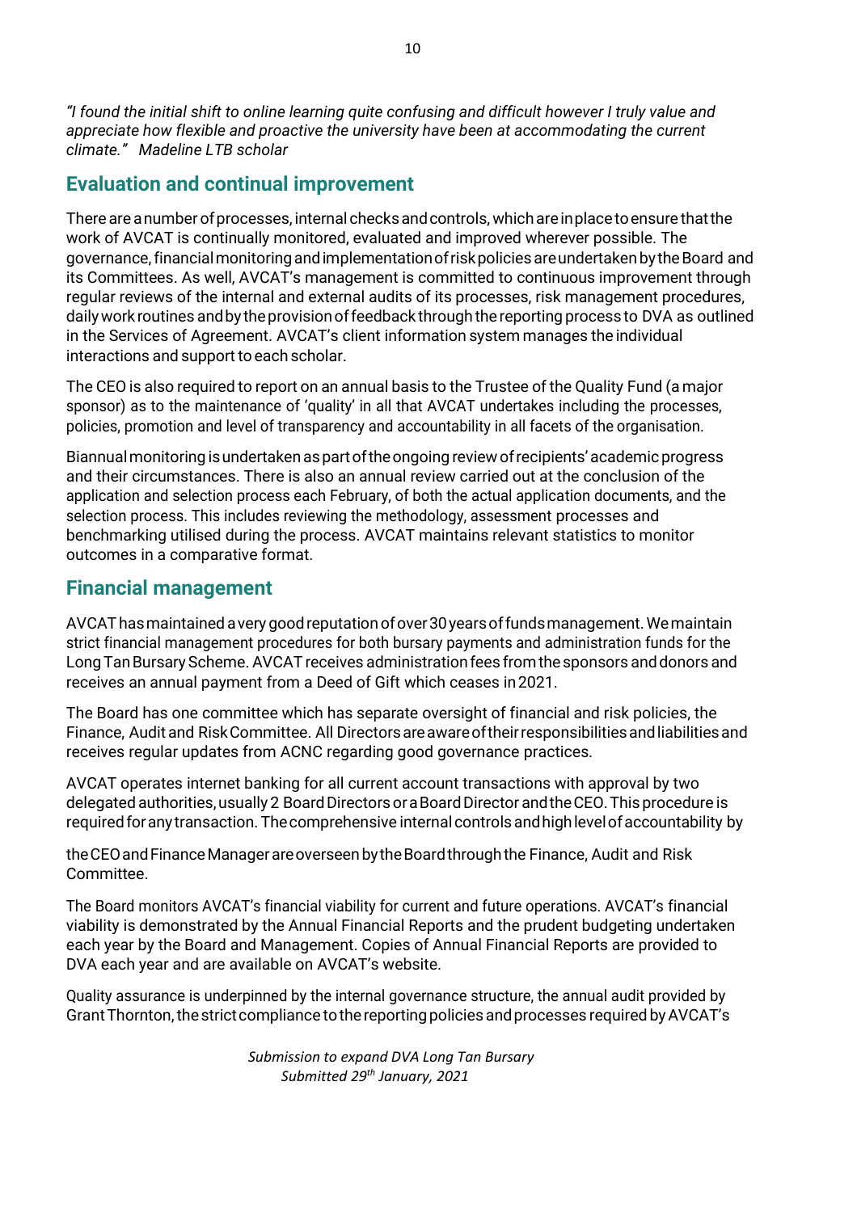*"I found the initial shift to online learning quite confusing and difficult however I truly value and appreciate how flexible and proactive the university have been at accommodating the current climate." Madeline LTB scholar*

## Evaluation and continual improvement

There are a number of processes, internal checks and controls, which are in place to ensure that the work of AVCAT is continually monitored, evaluated and improved wherever possible. The governance, financial monitoring and implementation of risk policies are undertaken by the Board and its Committees. As well, AVCAT's management is committed to continuous improvement through regular reviews of the internal and external audits of its processes, risk management procedures, daily work routines and by the provision of feedback through the reporting process to DVA as outlined in the Services of Agreement. AVCAT's client information system manages the individual interactions and support to each scholar.

The CEO is also required to report on an annual basis to the Trustee of the Quality Fund (a major sponsor) as to the maintenance of 'quality' in all that AVCAT undertakes including the processes, policies, promotion and level of transparency and accountability in all facets of the organisation.

Biannual monitoring is undertaken as part of the ongoing review of recipients' academic progress and their circumstances. There is also an annual review carried out at the conclusion of the application and selection process each February, of both the actual application documents, and the selection process. This includes reviewing the methodology, assessment processes and benchmarking utilised during the process. AVCAT maintains relevant statistics to monitor outcomes in a comparative format.

## Financial management

AVCAT has maintained a very good reputation of over 30 years of funds management. We maintain strict financial management procedures for both bursary payments and administration funds for the Long Tan Bursary Scheme. AVCAT receives administration fees from the sponsors and donors and receives an annual payment from a Deed of Gift which ceases in 2021.

The Board has one committee which has separate oversight of financial and risk policies, the Finance, Audit and Risk Committee. All Directors are aware of their responsibilities and liabilities and receives regular updates from ACNC regarding good governance practices.

AVCAT operates internet banking for all current account transactions with approval by two delegated authorities, usually 2 Board Directors or a Board Director and the CEO. This procedure is required for any transaction. The comprehensive internal controls and high level of accountability by

the CEO and Finance Manager are overseen by the Board through the Finance, Audit and Risk Committee.

The Board monitors AVCAT's financial viability for current and future operations. AVCAT's financial viability is demonstrated by the Annual Financial Reports and the prudent budgeting undertaken each year by the Board and Management. Copies of Annual Financial Reports are provided to DVA each year and are available on AVCAT's website.

Quality assurance is underpinned by the internal governance structure, the annual audit provided by Grant Thornton, the strict compliance to the reporting policies and processes required by AVCAT's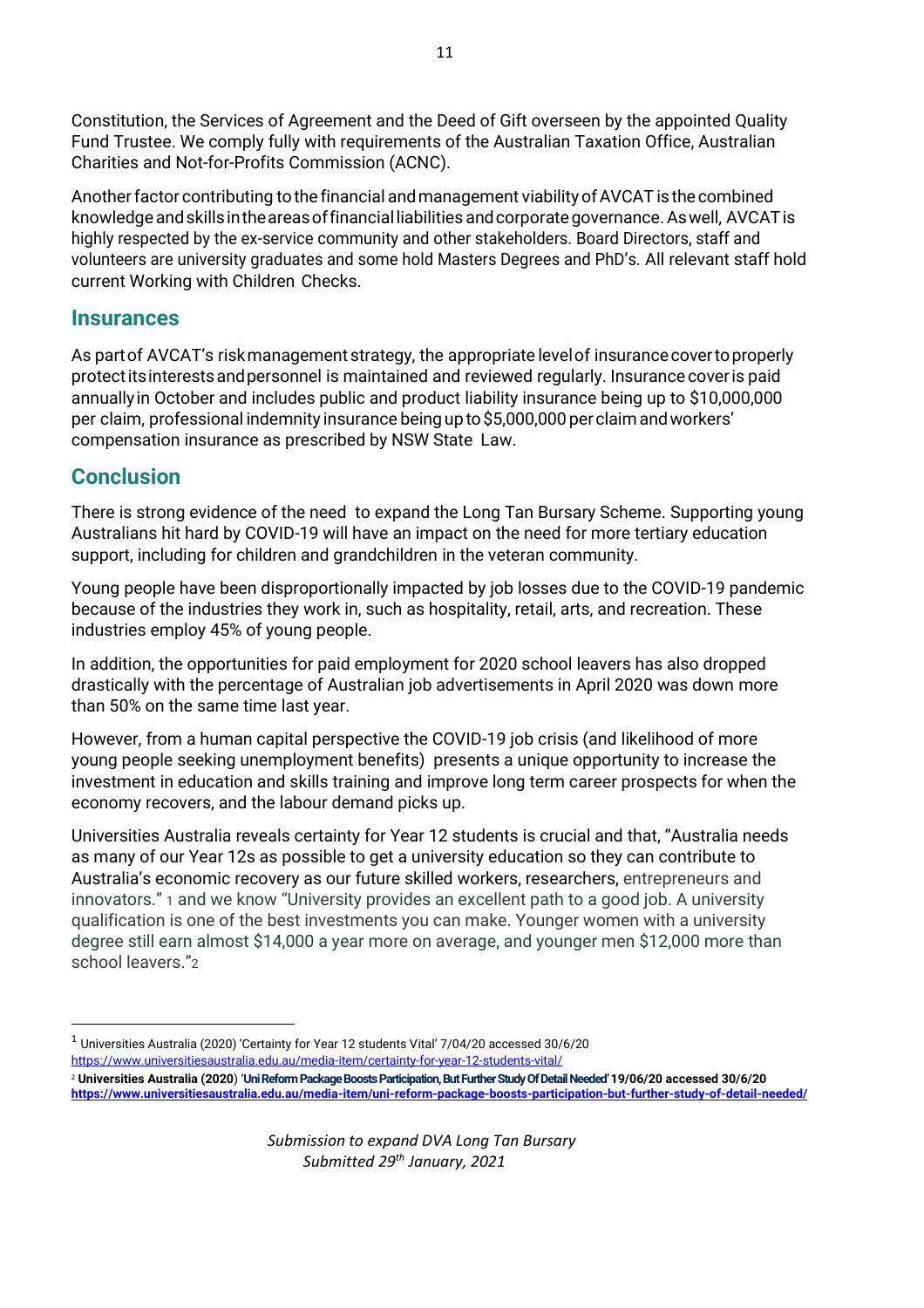Constitution, the Services of Agreement and the Deed of Gift overseen by the appointed Quality Fund Trustee. We comply fully with requirements of the Australian Taxation Office, Australian Charities and Not-for-Profits Commission (ACNC).

Another factor contributing to the financial and management viability of AVCAT is the combined knowledge and skills in the areas of financial liabilities and corporate governance. As well, AVCAT is highly respected by the ex-service community and other stakeholders. Board Directors, staff and volunteers are university graduates and some hold Masters Degrees and PhD's. All relevant staff hold current Working with Children Checks.

## Insurances

As part of AVCAT's risk management strategy, the appropriate level of insurance cover to properly protect its interests and personnel is maintained and reviewed regularly. Insurance cover is paid annually in October and includes public and product liability insurance being up to $10,000,000 per claim, professional indemnity insurance being up to $5,000,000 per claim and workers' compensation insurance as prescribed by NSW State Law.

## Conclusion

There is strong evidence of the need to expand the Long Tan Bursary Scheme. Supporting young Australians hit hard by COVID-19 will have an impact on the need for more tertiary education support, including for children and grandchildren in the veteran community.

Young people have been disproportionally impacted by job losses due to the COVID-19 pandemic because of the industries they work in, such as hospitality, retail, arts, and recreation. These industries employ 45% of young people.

In addition, the opportunities for paid employment for 2020 school leavers has also dropped drastically with the percentage of Australian job advertisements in April 2020 was down more than 50% on the same time last year.

However, from a human capital perspective the COVID-19 job crisis (and likelihood of more young people seeking unemployment benefits) presents a unique opportunity to increase the investment in education and skills training and improve long term career prospects for when the economy recovers, and the labour demand picks up.

Universities Australia reveals certainty for Year 12 students is crucial and that, "Australia needs as many of our Year 12s as possible to get a university education so they can contribute to Australia's economic recovery as our future skilled workers, researchers, entrepreneurs and innovators." [1] and we know "University provides an excellent path to a good job. A university qualification is one of the best investments you can make. Younger women with a university degree still earn almost $14,000 a year more on average, and younger men $12,000 more than school leavers."[2]

---

[1] Universities Australia (2020) 'Certainty for Year 12 students Vital' 7/04/20 accessed 30/6/20 https://www.universitiesaustralia.edu.au/media-item/certainty-for-year-12-students-vital/

[2] **Universities Australia (2020) 'Uni Reform Package Boosts Participation, But Further Study Of Detail Needed' 19/06/20 accessed 30/6/20 https://www.universitiesaustralia.edu.au/media-item/uni-reform-package-boosts-participation-but-further-study-of-detail-needed/**

*Submission to expand DVA Long Tan Bursary*
*Submitted 29th January, 2021*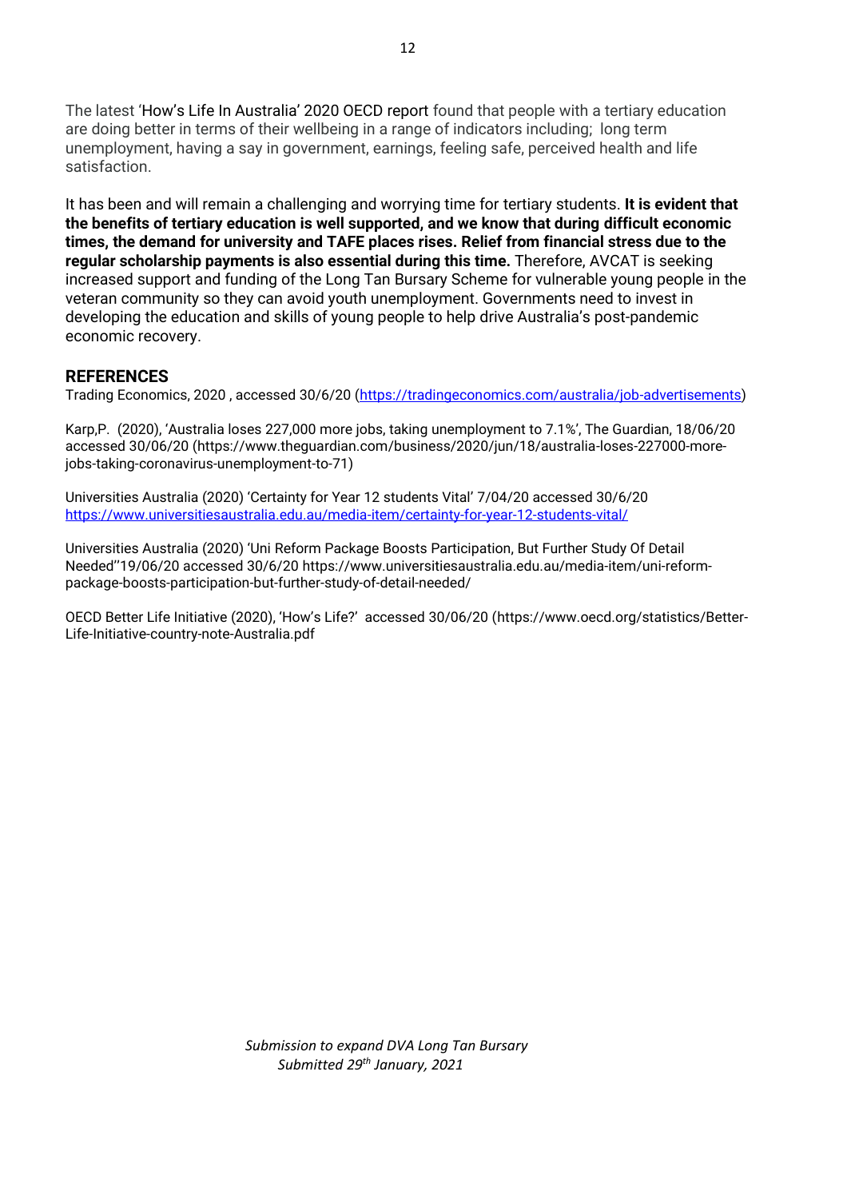The latest 'How's Life In Australia' 2020 OECD report found that people with a tertiary education are doing better in terms of their wellbeing in a range of indicators including; long term unemployment, having a say in government, earnings, feeling safe, perceived health and life satisfaction.

It has been and will remain a challenging and worrying time for tertiary students. **It is evident that the benefits of tertiary education is well supported, and we know that during difficult economic times, the demand for university and TAFE places rises. Relief from financial stress due to the regular scholarship payments is also essential during this time.** Therefore, AVCAT is seeking increased support and funding of the Long Tan Bursary Scheme for vulnerable young people in the veteran community so they can avoid youth unemployment. Governments need to invest in developing the education and skills of young people to help drive Australia's post-pandemic economic recovery.

## REFERENCES

Trading Economics, 2020 , accessed 30/6/20 (https://tradingeconomics.com/australia/job-advertisements)

Karp,P. (2020), 'Australia loses 227,000 more jobs, taking unemployment to 7.1%', The Guardian, 18/06/20 accessed 30/06/20 (https://www.theguardian.com/business/2020/jun/18/australia-loses-227000-more-jobs-taking-coronavirus-unemployment-to-71)

Universities Australia (2020) 'Certainty for Year 12 students Vital' 7/04/20 accessed 30/6/20 https://www.universitiesaustralia.edu.au/media-item/certainty-for-year-12-students-vital/

Universities Australia (2020) 'Uni Reform Package Boosts Participation, But Further Study Of Detail Needed''19/06/20 accessed 30/6/20 https://www.universitiesaustralia.edu.au/media-item/uni-reform-package-boosts-participation-but-further-study-of-detail-needed/

OECD Better Life Initiative (2020), 'How's Life?' accessed 30/06/20 (https://www.oecd.org/statistics/Better-Life-Initiative-country-note-Australia.pdf